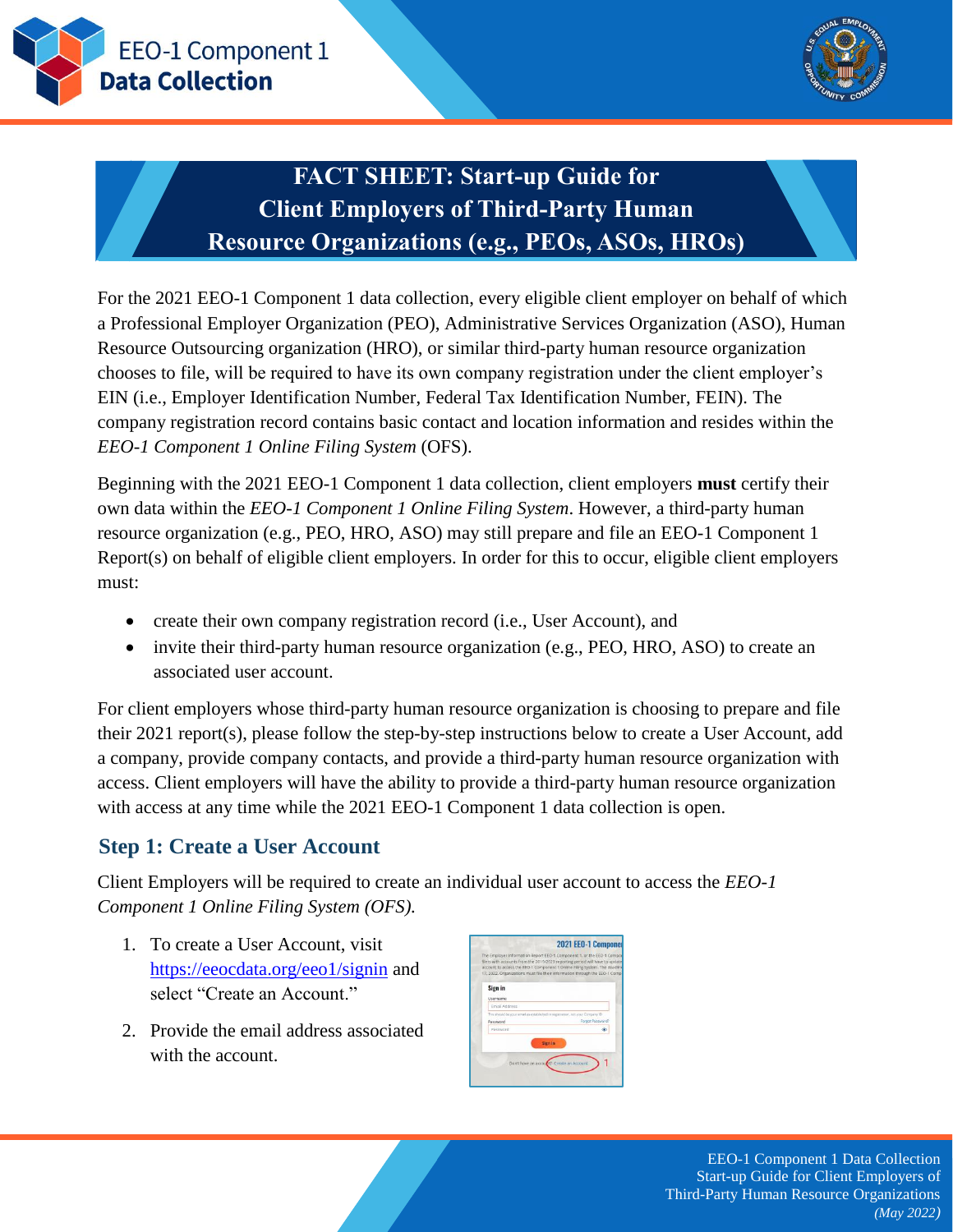# FACT SHEET: Start-up Guide for Client Employers of Third-Party Human Resource Organizations (e.g., PEOs, ASOs, HROs)

For the 2021 EEO-1 Component 1 data collection, every eligible client employer on behalf of which a Professional Employer Organization (PEO), Administrative Services Organization (ASO), Human Resource Outsourcing organization (HRO), or similar third-party human resource organization chooses to file, will be required to have its own company registration under the client employer's EIN (i.e., Employer Identification Number, Federal Tax Identification Number, FEIN). The company registration record contains basic contact and location information and resides within the *EEO-1 Component 1 Online Filing System* (OFS).

Beginning with the 2021 EEO-1 Component 1 data collection, client employers **must** certify their own data within the *EEO-1 Component 1 Online Filing System*. However, a third-party human resource organization (e.g., PEO, HRO, ASO) may still prepare and file an EEO-1 Component 1 Report(s) on behalf of eligible client employers. In order for this to occur, eligible client employers must:

- create their own company registration record (i.e., User Account), and
- invite their third-party human resource organization (e.g., PEO, HRO, ASO) to create an associated user account.

For client employers whose third-party human resource organization is choosing to prepare and file their 2021 report(s), please follow the step-by-step instructions below to create a User Account, add a company, provide company contacts, and provide a third-party human resource organization with access. Client employers will have the ability to provide a third-party human resource organization with access at any time while the 2021 EEO-1 Component 1 data collection is open.

## Step 1: Create a User Account

Client Employers will be required to create an individual user account to access the *EEO-1 Component 1 Online Filing System (OFS).*

1. To create a User Account, visit https://eeocdata.org/eeo1/signin and select "Create an Account."
2. Provide the email address associated with the account.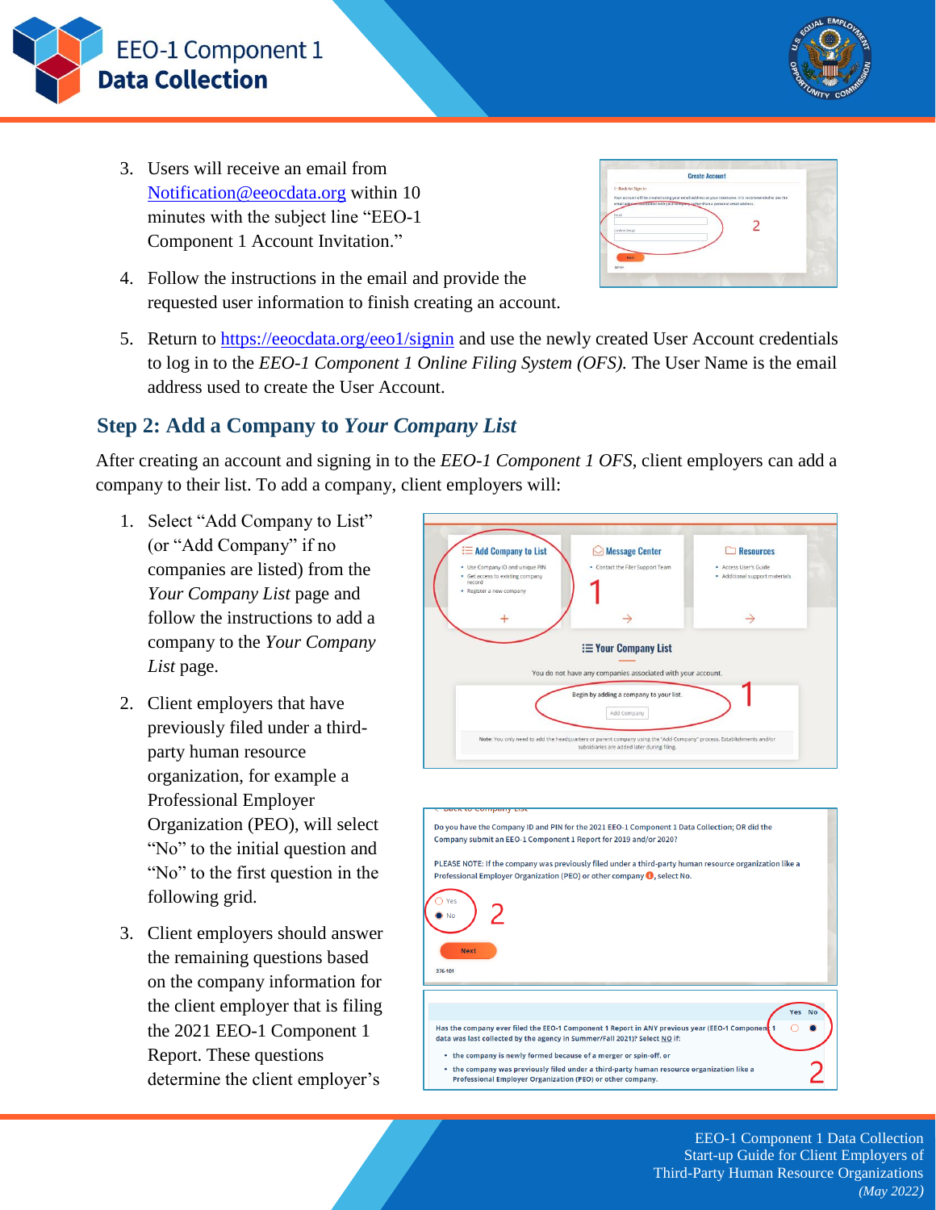3. Users will receive an email from Notification@eeocdata.org within 10 minutes with the subject line "EEO-1 Component 1 Account Invitation."
4. Follow the instructions in the email and provide the requested user information to finish creating an account.
5. Return to https://eeocdata.org/eeo1/signin and use the newly created User Account credentials to log in to the *EEO-1 Component 1 Online Filing System (OFS).* The User Name is the email address used to create the User Account.

## Step 2: Add a Company to *Your Company List*

After creating an account and signing in to the *EEO-1 Component 1 OFS*, client employers can add a company to their list. To add a company, client employers will:

1. Select "Add Company to List" (or "Add Company" if no companies are listed) from the *Your Company List* page and follow the instructions to add a company to the *Your Company List* page.
2. Client employers that have previously filed under a third-party human resource organization, for example a Professional Employer Organization (PEO), will select "No" to the initial question and "No" to the first question in the following grid.
3. Client employers should answer the remaining questions based on the company information for the client employer that is filing the 2021 EEO-1 Component 1 Report. These questions determine the client employer's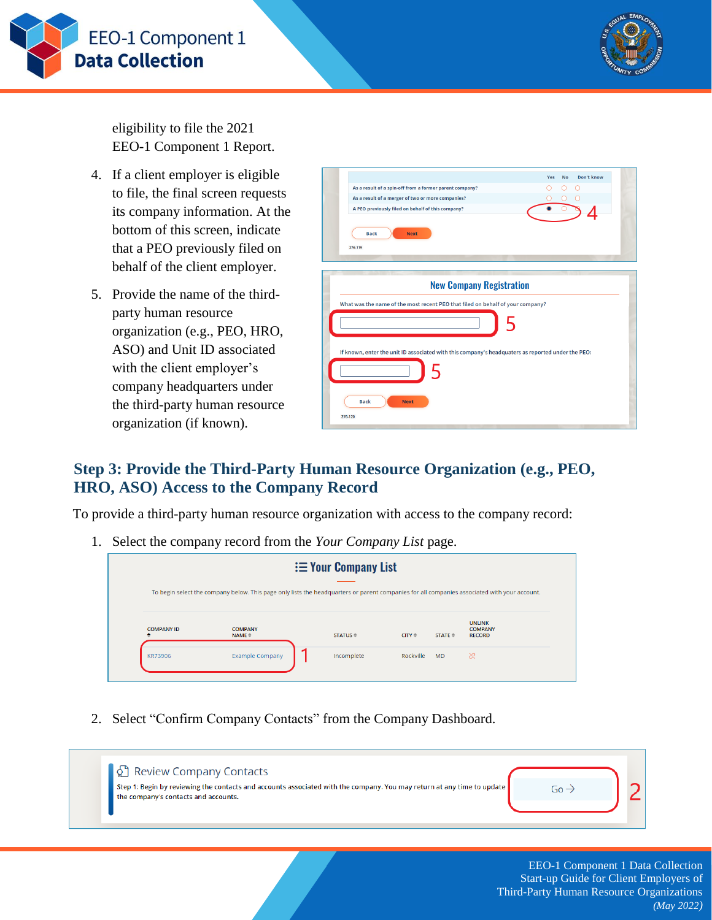eligibility to file the 2021 EEO-1 Component 1 Report.

4. If a client employer is eligible to file, the final screen requests its company information. At the bottom of this screen, indicate that a PEO previously filed on behalf of the client employer.
5. Provide the name of the third-party human resource organization (e.g., PEO, HRO, ASO) and Unit ID associated with the client employer's company headquarters under the third-party human resource organization (if known).

## Step 3: Provide the Third-Party Human Resource Organization (e.g., PEO, HRO, ASO) Access to the Company Record

To provide a third-party human resource organization with access to the company record:

1. Select the company record from the *Your Company List* page.
2. Select "Confirm Company Contacts" from the Company Dashboard.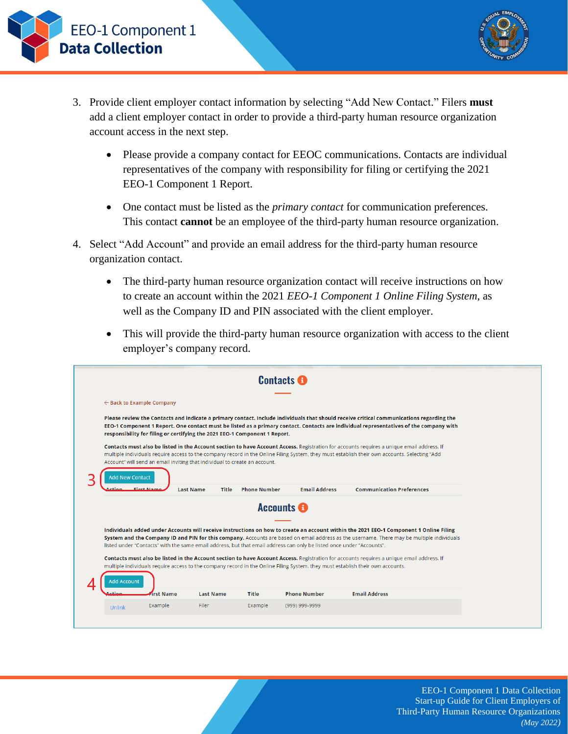3. Provide client employer contact information by selecting "Add New Contact." Filers **must** add a client employer contact in order to provide a third-party human resource organization account access in the next step.

    - Please provide a company contact for EEOC communications. Contacts are individual representatives of the company with responsibility for filing or certifying the 2021 EEO-1 Component 1 Report.

    - One contact must be listed as the *primary contact* for communication preferences. This contact **cannot** be an employee of the third-party human resource organization.

4. Select "Add Account" and provide an email address for the third-party human resource organization contact.

    - The third-party human resource organization contact will receive instructions on how to create an account within the 2021 *EEO-1 Component 1 Online Filing System*, as well as the Company ID and PIN associated with the client employer.

    - This will provide the third-party human resource organization with access to the client employer's company record.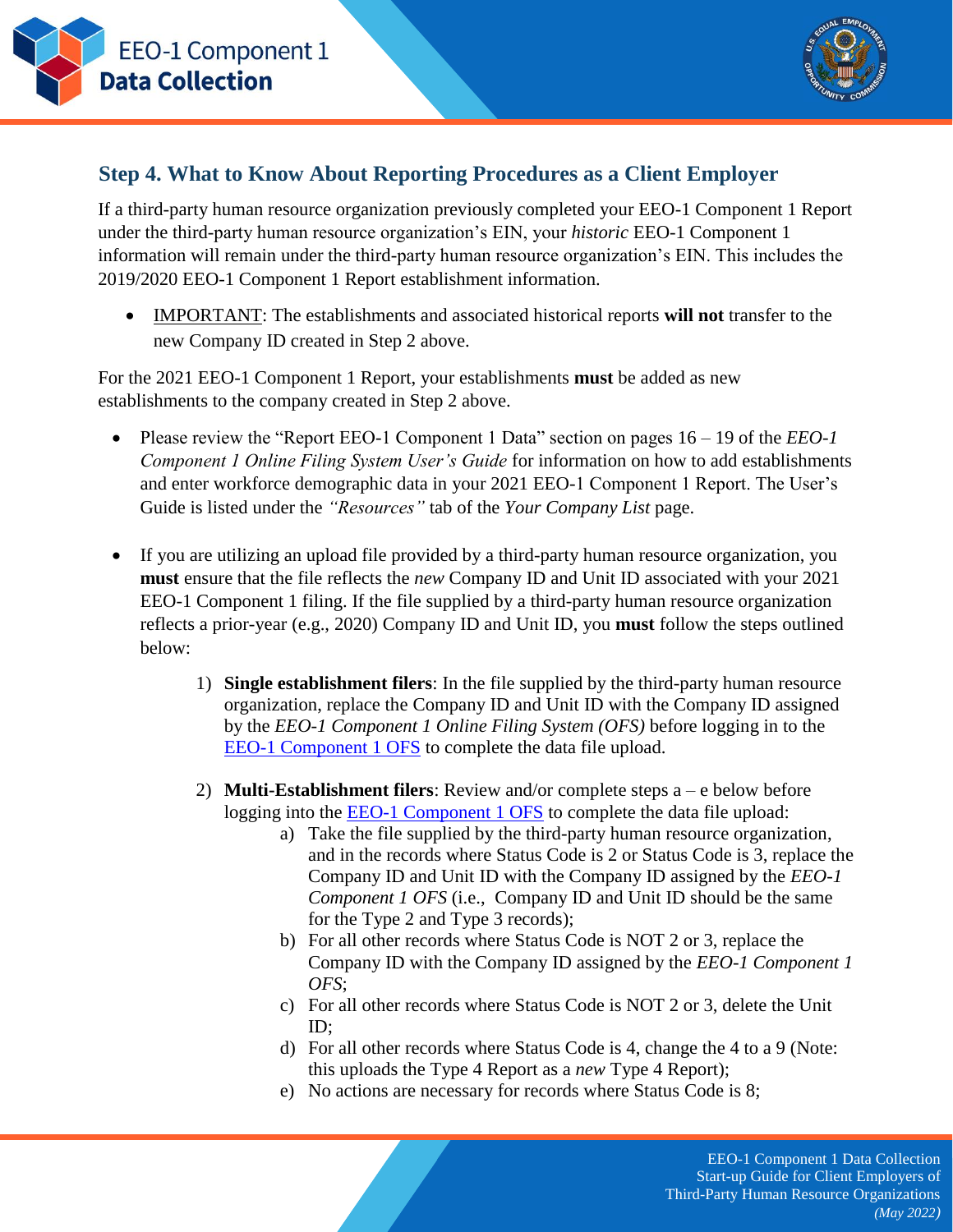## Step 4. What to Know About Reporting Procedures as a Client Employer

If a third-party human resource organization previously completed your EEO-1 Component 1 Report under the third-party human resource organization's EIN, your *historic* EEO-1 Component 1 information will remain under the third-party human resource organization's EIN. This includes the 2019/2020 EEO-1 Component 1 Report establishment information.

- IMPORTANT: The establishments and associated historical reports **will not** transfer to the new Company ID created in Step 2 above.

For the 2021 EEO-1 Component 1 Report, your establishments **must** be added as new establishments to the company created in Step 2 above.

- Please review the "Report EEO-1 Component 1 Data" section on pages 16 – 19 of the *EEO-1 Component 1 Online Filing System User's Guide* for information on how to add establishments and enter workforce demographic data in your 2021 EEO-1 Component 1 Report. The User's Guide is listed under the *"Resources"* tab of the *Your Company List* page.

- If you are utilizing an upload file provided by a third-party human resource organization, you **must** ensure that the file reflects the *new* Company ID and Unit ID associated with your 2021 EEO-1 Component 1 filing. If the file supplied by a third-party human resource organization reflects a prior-year (e.g., 2020) Company ID and Unit ID, you **must** follow the steps outlined below:

    1) **Single establishment filers**: In the file supplied by the third-party human resource organization, replace the Company ID and Unit ID with the Company ID assigned by the *EEO-1 Component 1 Online Filing System (OFS)* before logging in to the EEO-1 Component 1 OFS to complete the data file upload.

    2) **Multi-Establishment filers**: Review and/or complete steps a – e below before logging into the EEO-1 Component 1 OFS to complete the data file upload:
        a) Take the file supplied by the third-party human resource organization, and in the records where Status Code is 2 or Status Code is 3, replace the Company ID and Unit ID with the Company ID assigned by the *EEO-1 Component 1 OFS* (i.e., Company ID and Unit ID should be the same for the Type 2 and Type 3 records);
        b) For all other records where Status Code is NOT 2 or 3, replace the Company ID with the Company ID assigned by the *EEO-1 Component 1 OFS*;
        c) For all other records where Status Code is NOT 2 or 3, delete the Unit ID;
        d) For all other records where Status Code is 4, change the 4 to a 9 (Note: this uploads the Type 4 Report as a *new* Type 4 Report);
        e) No actions are necessary for records where Status Code is 8;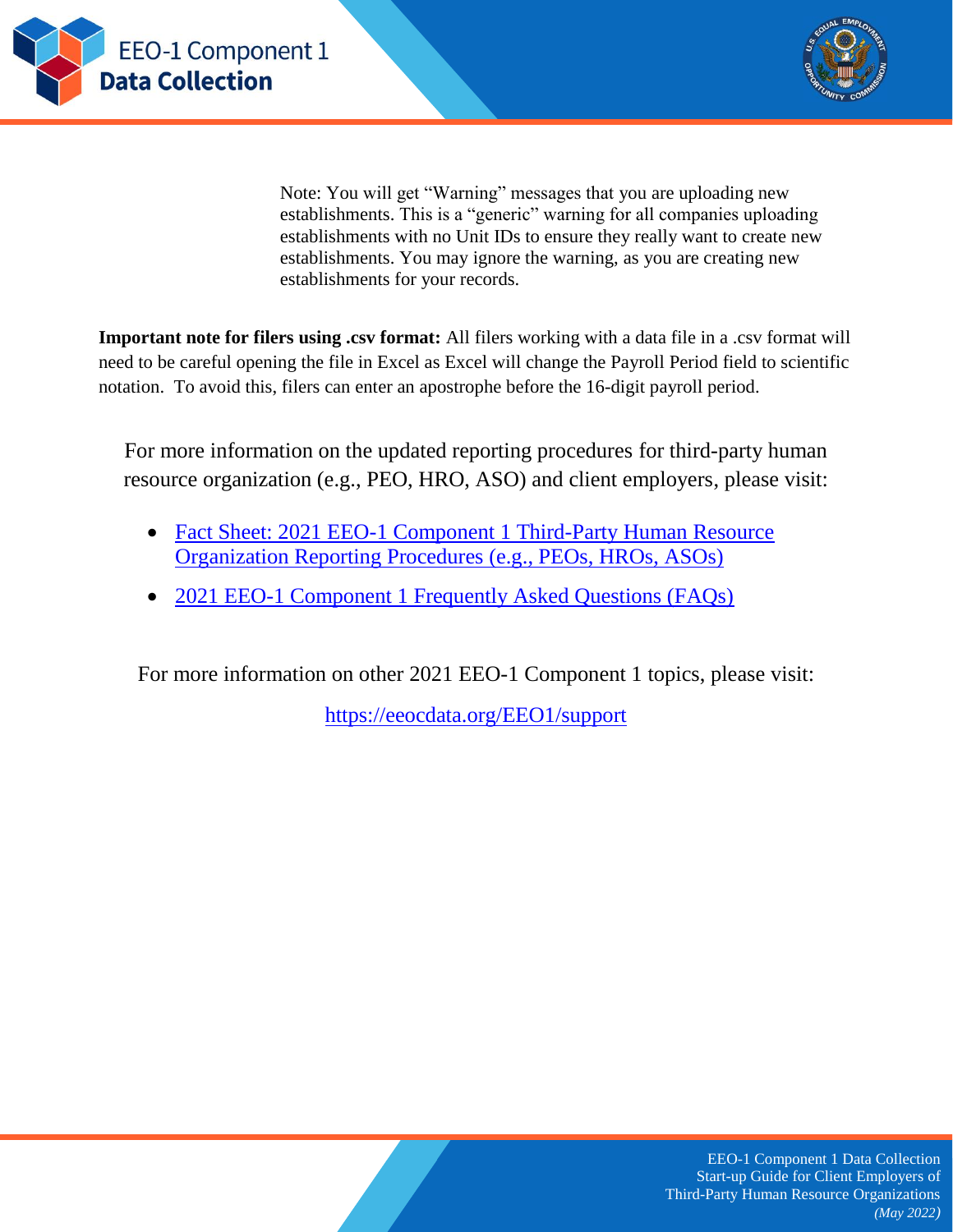Note: You will get "Warning" messages that you are uploading new establishments. This is a "generic" warning for all companies uploading establishments with no Unit IDs to ensure they really want to create new establishments. You may ignore the warning, as you are creating new establishments for your records.

**Important note for filers using .csv format:** All filers working with a data file in a .csv format will need to be careful opening the file in Excel as Excel will change the Payroll Period field to scientific notation. To avoid this, filers can enter an apostrophe before the 16-digit payroll period.

For more information on the updated reporting procedures for third-party human resource organization (e.g., PEO, HRO, ASO) and client employers, please visit:

- Fact Sheet: 2021 EEO-1 Component 1 Third-Party Human Resource Organization Reporting Procedures (e.g., PEOs, HROs, ASOs)
- 2021 EEO-1 Component 1 Frequently Asked Questions (FAQs)

For more information on other 2021 EEO-1 Component 1 topics, please visit:

https://eeocdata.org/EEO1/support